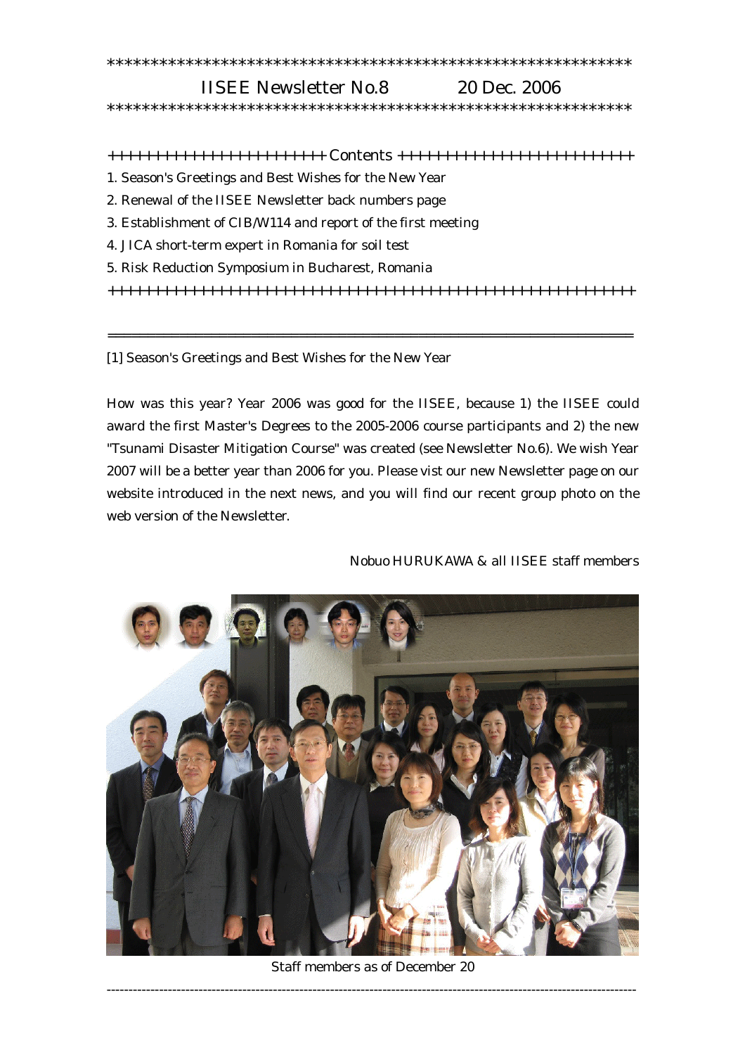************************************************************

IISEE Newsletter No.8 20 Dec. 2006

************************************************************

++++++++++++++++++++++++ Contents ++++++++++++++++++++++++

1. Season's Greetings and Best Wishes for the New Year
2. Renewal of the IISEE Newsletter back numbers page
3. Establishment of CIB/W114 and report of the first meeting
4. JICA short-term expert in Romania for soil test
5. Risk Reduction Symposium in Bucharest, Romania

++++++++++++++++++++++++++++++++++++++++++++++++++++++++

---

[1] Season's Greetings and Best Wishes for the New Year

How was this year? Year 2006 was good for the IISEE, because 1) the IISEE could award the first Master's Degrees to the 2005-2006 course participants and 2) the new "Tsunami Disaster Mitigation Course" was created (see Newsletter No.6). We wish Year 2007 will be a better year than 2006 for you. Please vist our new Newsletter page on our website introduced in the next news, and you will find our recent group photo on the web version of the Newsletter.

Nobuo HURUKAWA & all IISEE staff members

Staff members as of December 20

---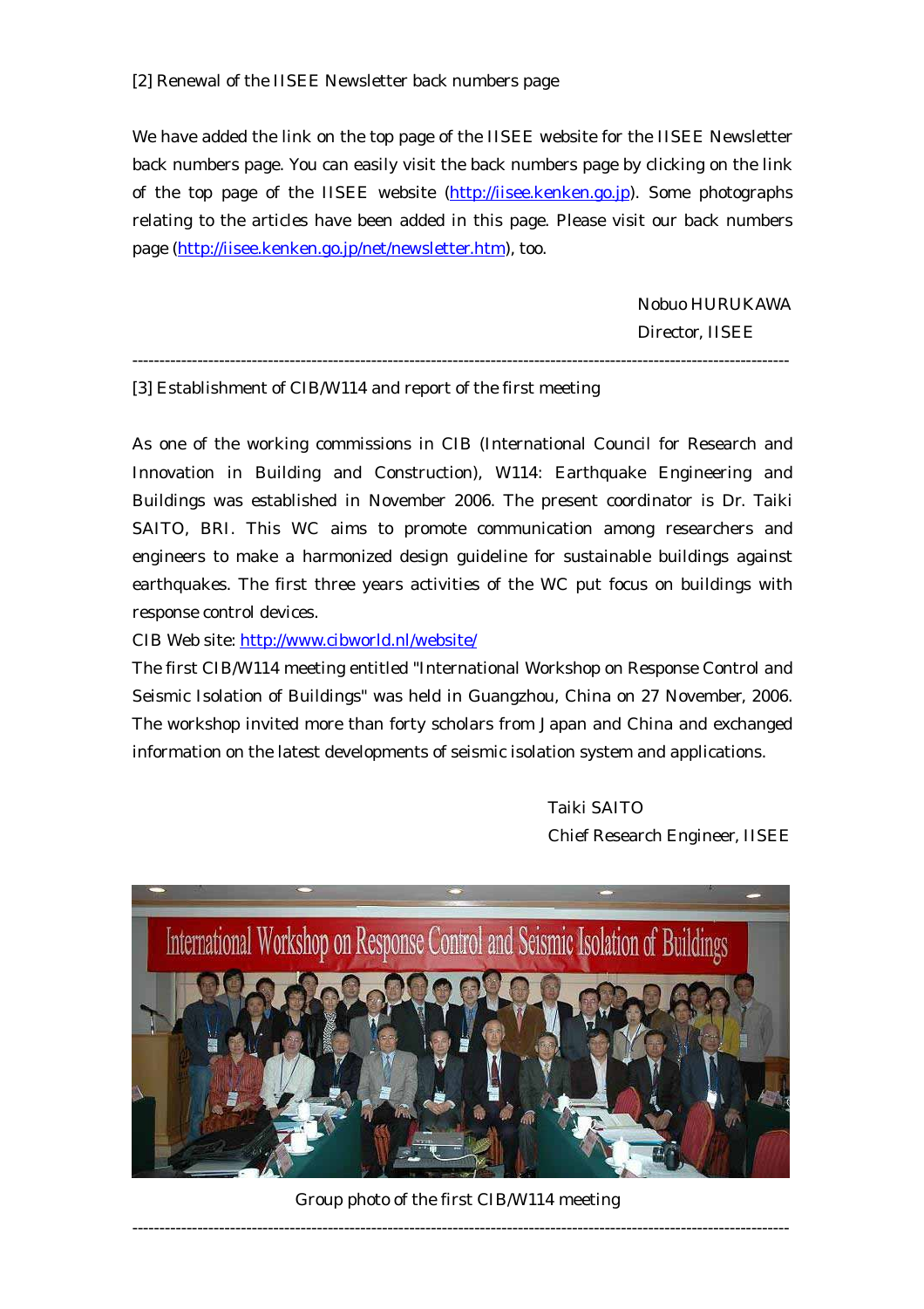[2] Renewal of the IISEE Newsletter back numbers page

We have added the link on the top page of the IISEE website for the IISEE Newsletter back numbers page. You can easily visit the back numbers page by clicking on the link of the top page of the IISEE website (http://iisee.kenken.go.jp). Some photographs relating to the articles have been added in this page. Please visit our back numbers page (http://iisee.kenken.go.jp/net/newsletter.htm), too.

Nobuo HURUKAWA
Director, IISEE

---

[3] Establishment of CIB/W114 and report of the first meeting

As one of the working commissions in CIB (International Council for Research and Innovation in Building and Construction), W114: Earthquake Engineering and Buildings was established in November 2006. The present coordinator is Dr. Taiki SAITO, BRI. This WC aims to promote communication among researchers and engineers to make a harmonized design guideline for sustainable buildings against earthquakes. The first three years activities of the WC put focus on buildings with response control devices.

CIB Web site: http://www.cibworld.nl/website/

The first CIB/W114 meeting entitled "International Workshop on Response Control and Seismic Isolation of Buildings" was held in Guangzhou, China on 27 November, 2006. The workshop invited more than forty scholars from Japan and China and exchanged information on the latest developments of seismic isolation system and applications.

Taiki SAITO
Chief Research Engineer, IISEE

Group photo of the first CIB/W114 meeting

---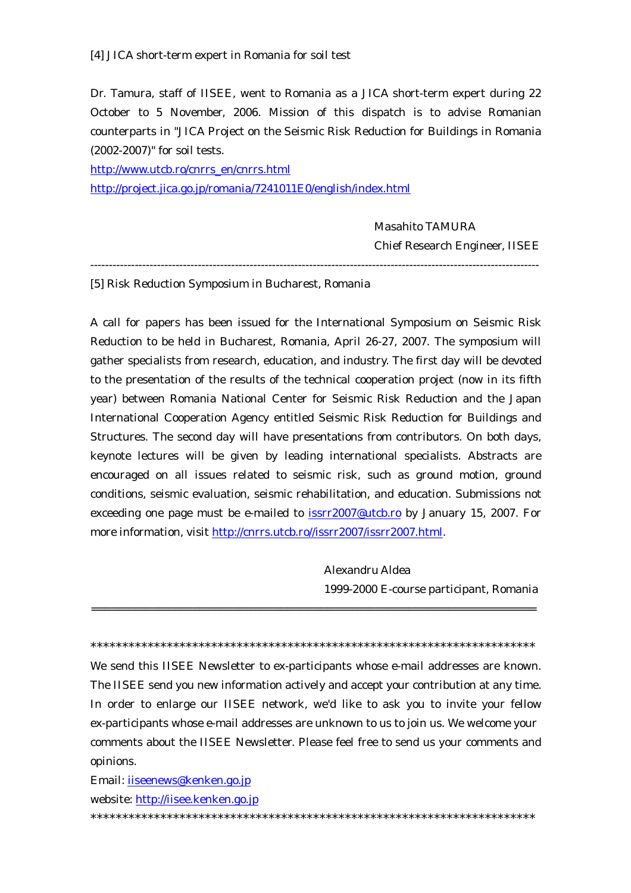[4] JICA short-term expert in Romania for soil test

Dr. Tamura, staff of IISEE, went to Romania as a JICA short-term expert during 22 October to 5 November, 2006. Mission of this dispatch is to advise Romanian counterparts in "JICA Project on the Seismic Risk Reduction for Buildings in Romania (2002-2007)" for soil tests.

http://www.utcb.ro/cnrrs_en/cnrrs.html

http://project.jica.go.jp/romania/7241011E0/english/index.html

Masahito TAMURA

Chief Research Engineer, IISEE

---

[5] Risk Reduction Symposium in Bucharest, Romania

A call for papers has been issued for the International Symposium on Seismic Risk Reduction to be held in Bucharest, Romania, April 26-27, 2007. The symposium will gather specialists from research, education, and industry. The first day will be devoted to the presentation of the results of the technical cooperation project (now in its fifth year) between Romania National Center for Seismic Risk Reduction and the Japan International Cooperation Agency entitled Seismic Risk Reduction for Buildings and Structures. The second day will have presentations from contributors. On both days, keynote lectures will be given by leading international specialists. Abstracts are encouraged on all issues related to seismic risk, such as ground motion, ground conditions, seismic evaluation, seismic rehabilitation, and education. Submissions not exceeding one page must be e-mailed to issrr2007@utcb.ro by January 15, 2007. For more information, visit http://cnrrs.utcb.ro//issrr2007/issrr2007.html.

Alexandru Aldea

1999-2000 E-course participant, Romania

---

**************************************************************************

We send this IISEE Newsletter to ex-participants whose e-mail addresses are known. The IISEE send you new information actively and accept your contribution at any time. In order to enlarge our IISEE network, we'd like to ask you to invite your fellow ex-participants whose e-mail addresses are unknown to us to join us. We welcome your comments about the IISEE Newsletter. Please feel free to send us your comments and opinions.

Email: iiseenews@kenken.go.jp

website: http://iisee.kenken.go.jp

**************************************************************************